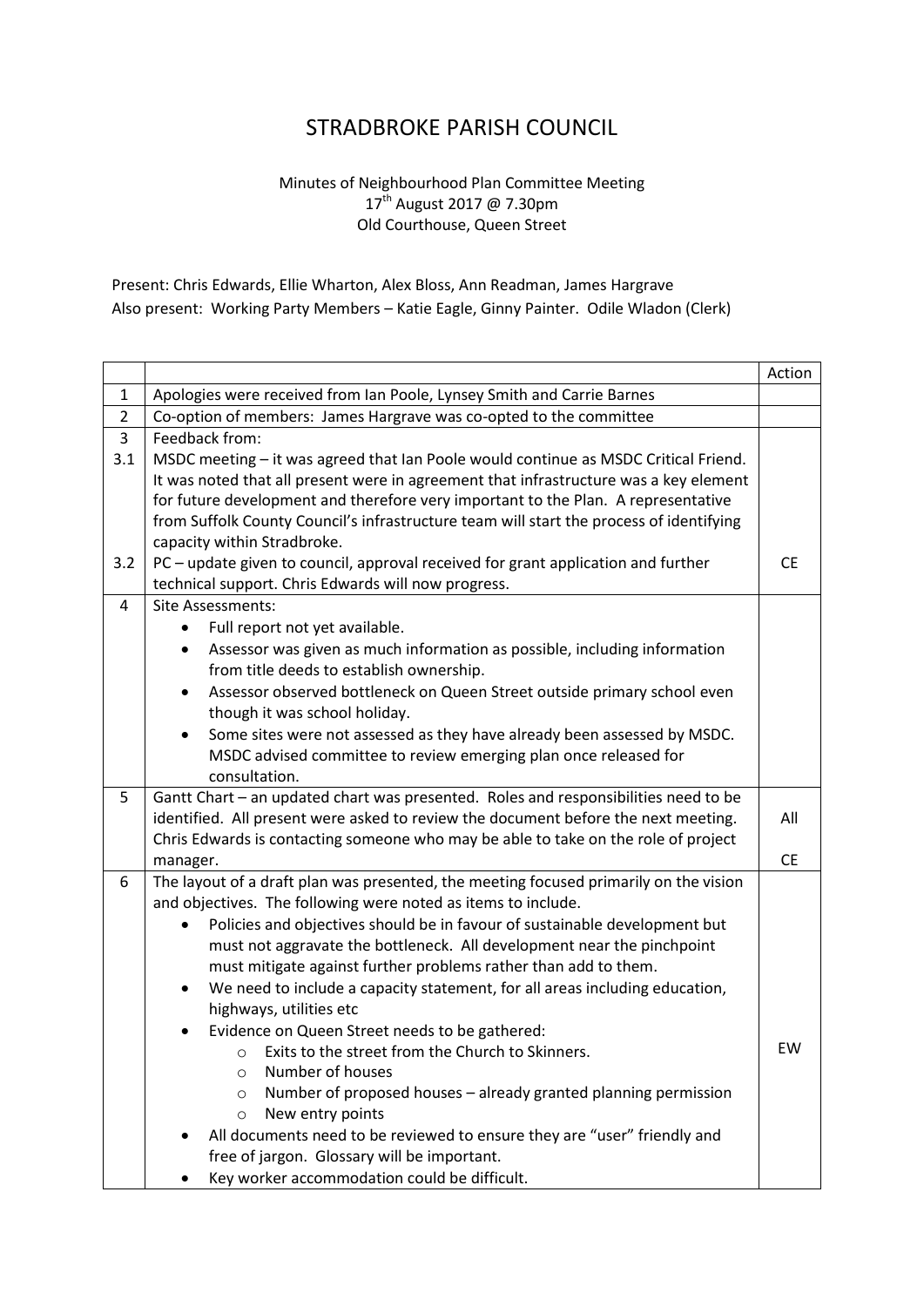# STRADBROKE PARISH COUNCIL

Minutes of Neighbourhood Plan Committee Meeting
17th August 2017 @ 7.30pm
Old Courthouse, Queen Street

Present: Chris Edwards, Ellie Wharton, Alex Bloss, Ann Readman, James Hargrave
Also present: Working Party Members – Katie Eagle, Ginny Painter. Odile Wladon (Clerk)

| | | Action |
|---|---|---|
| 1 | Apologies were received from Ian Poole, Lynsey Smith and Carrie Barnes | |
| 2 | Co-option of members: James Hargrave was co-opted to the committee | |
| 3<br>3.1<br><br><br><br><br>3.2 | Feedback from:<br>MSDC meeting – it was agreed that Ian Poole would continue as MSDC Critical Friend. It was noted that all present were in agreement that infrastructure was a key element for future development and therefore very important to the Plan. A representative from Suffolk County Council's infrastructure team will start the process of identifying capacity within Stradbroke.<br>PC – update given to council, approval received for grant application and further technical support. Chris Edwards will now progress. | CE |
| 4 | Site Assessments:<br>• Full report not yet available.<br>• Assessor was given as much information as possible, including information from title deeds to establish ownership.<br>• Assessor observed bottleneck on Queen Street outside primary school even though it was school holiday.<br>• Some sites were not assessed as they have already been assessed by MSDC. MSDC advised committee to review emerging plan once released for consultation. | |
| 5 | Gantt Chart – an updated chart was presented. Roles and responsibilities need to be identified. All present were asked to review the document before the next meeting. Chris Edwards is contacting someone who may be able to take on the role of project manager. | All<br><br>CE |
| 6 | The layout of a draft plan was presented, the meeting focused primarily on the vision and objectives. The following were noted as items to include.<br>• Policies and objectives should be in favour of sustainable development but must not aggravate the bottleneck. All development near the pinchpoint must mitigate against further problems rather than add to them.<br>• We need to include a capacity statement, for all areas including education, highways, utilities etc<br>• Evidence on Queen Street needs to be gathered:<br>&nbsp;&nbsp;&nbsp;&nbsp;o Exits to the street from the Church to Skinners.<br>&nbsp;&nbsp;&nbsp;&nbsp;o Number of houses<br>&nbsp;&nbsp;&nbsp;&nbsp;o Number of proposed houses – already granted planning permission<br>&nbsp;&nbsp;&nbsp;&nbsp;o New entry points<br>• All documents need to be reviewed to ensure they are "user" friendly and free of jargon. Glossary will be important.<br>• Key worker accommodation could be difficult. | EW |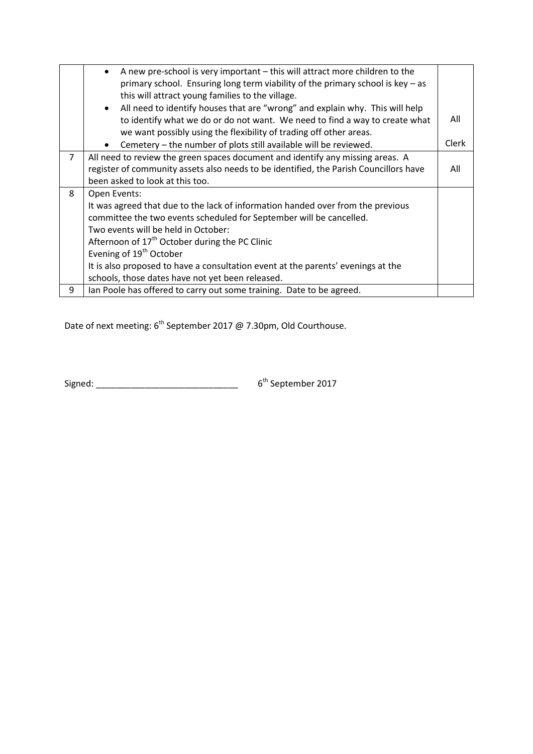| | | |
|---|---|---|
| | • A new pre-school is very important – this will attract more children to the primary school. Ensuring long term viability of the primary school is key – as this will attract young families to the village.<br>• All need to identify houses that are "wrong" and explain why. This will help to identify what we do or do not want. We need to find a way to create what we want possibly using the flexibility of trading off other areas.<br>• Cemetery – the number of plots still available will be reviewed. | All<br><br>Clerk |
| 7 | All need to review the green spaces document and identify any missing areas. A register of community assets also needs to be identified, the Parish Councillors have been asked to look at this too. | All |
| 8 | Open Events:<br>It was agreed that due to the lack of information handed over from the previous committee the two events scheduled for September will be cancelled.<br>Two events will be held in October:<br>Afternoon of 17th October during the PC Clinic<br>Evening of 19th October<br>It is also proposed to have a consultation event at the parents' evenings at the schools, those dates have not yet been released. | |
| 9 | Ian Poole has offered to carry out some training. Date to be agreed. | |

Date of next meeting: 6th September 2017 @ 7.30pm, Old Courthouse.

Signed: ______________________________ 6th September 2017